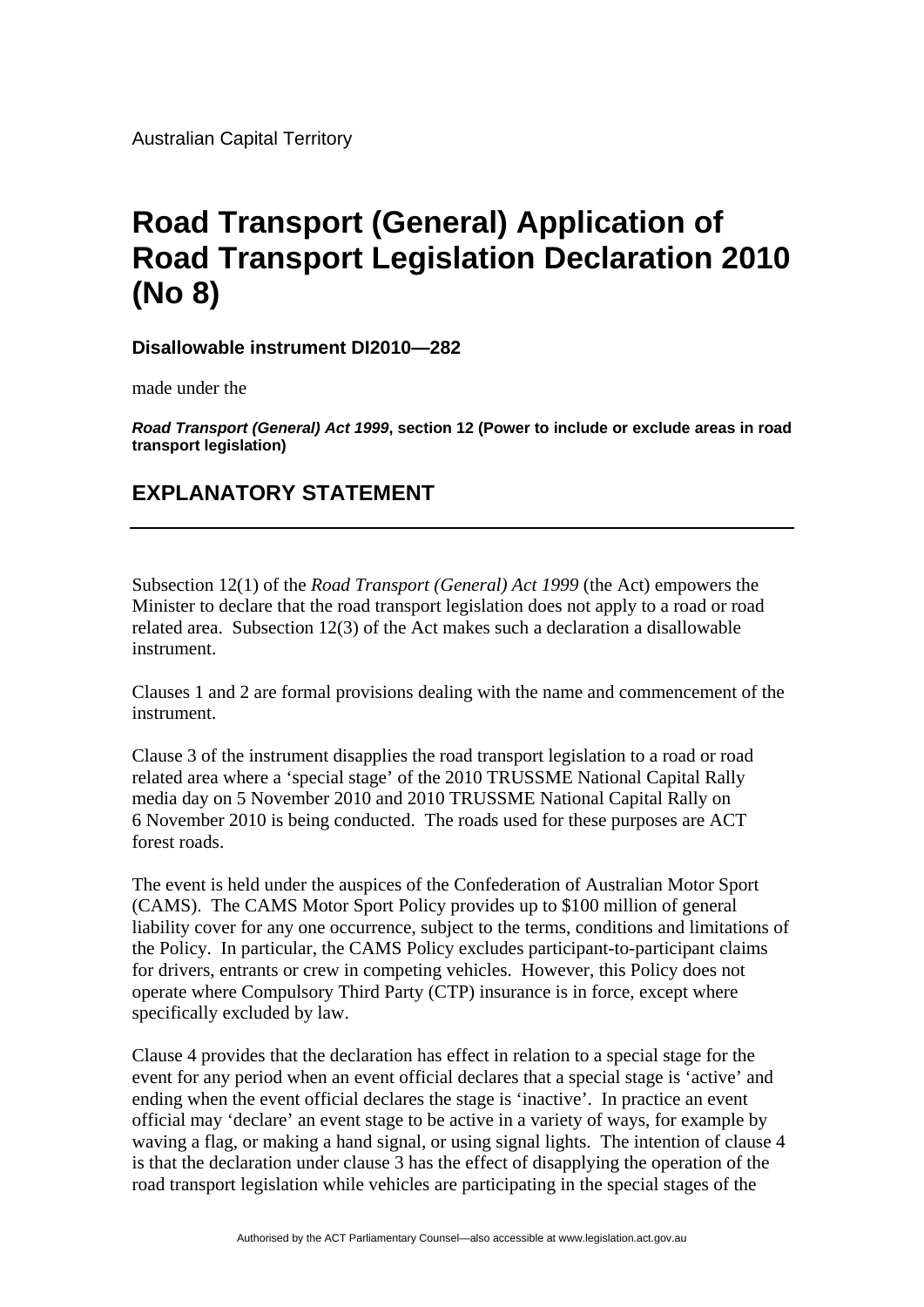Australian Capital Territory

# Road Transport (General) Application of Road Transport Legislation Declaration 2010 (No 8)

**Disallowable instrument DI2010—282**

made under the

***Road Transport (General) Act 1999*, section 12 (Power to include or exclude areas in road transport legislation)**

## EXPLANATORY STATEMENT

---

Subsection 12(1) of the *Road Transport (General) Act 1999* (the Act) empowers the Minister to declare that the road transport legislation does not apply to a road or road related area. Subsection 12(3) of the Act makes such a declaration a disallowable instrument.

Clauses 1 and 2 are formal provisions dealing with the name and commencement of the instrument.

Clause 3 of the instrument disapplies the road transport legislation to a road or road related area where a 'special stage' of the 2010 TRUSSME National Capital Rally media day on 5 November 2010 and 2010 TRUSSME National Capital Rally on 6 November 2010 is being conducted. The roads used for these purposes are ACT forest roads.

The event is held under the auspices of the Confederation of Australian Motor Sport (CAMS). The CAMS Motor Sport Policy provides up to $100 million of general liability cover for any one occurrence, subject to the terms, conditions and limitations of the Policy. In particular, the CAMS Policy excludes participant-to-participant claims for drivers, entrants or crew in competing vehicles. However, this Policy does not operate where Compulsory Third Party (CTP) insurance is in force, except where specifically excluded by law.

Clause 4 provides that the declaration has effect in relation to a special stage for the event for any period when an event official declares that a special stage is 'active' and ending when the event official declares the stage is 'inactive'. In practice an event official may 'declare' an event stage to be active in a variety of ways, for example by waving a flag, or making a hand signal, or using signal lights. The intention of clause 4 is that the declaration under clause 3 has the effect of disapplying the operation of the road transport legislation while vehicles are participating in the special stages of the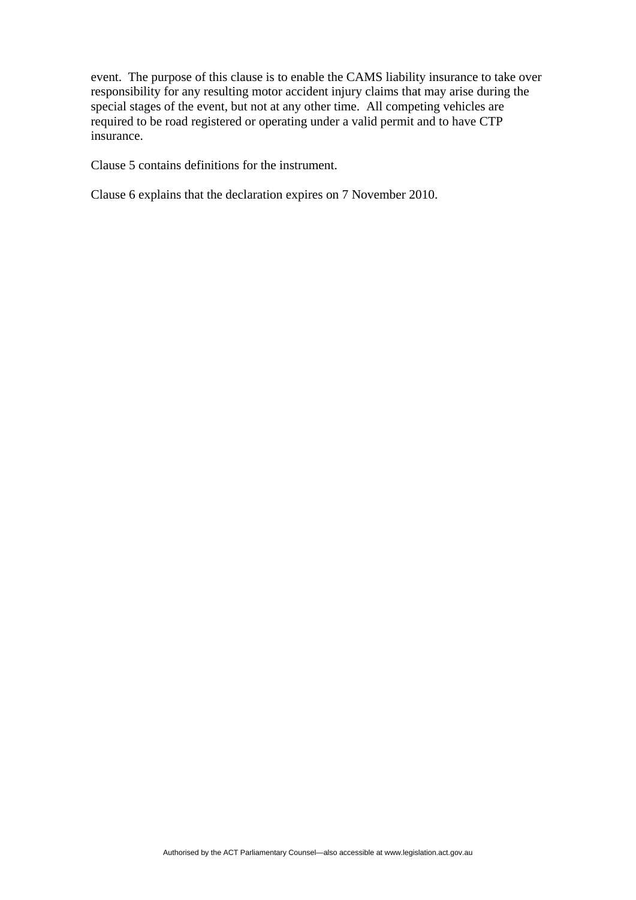event. The purpose of this clause is to enable the CAMS liability insurance to take over responsibility for any resulting motor accident injury claims that may arise during the special stages of the event, but not at any other time. All competing vehicles are required to be road registered or operating under a valid permit and to have CTP insurance.

Clause 5 contains definitions for the instrument.

Clause 6 explains that the declaration expires on 7 November 2010.